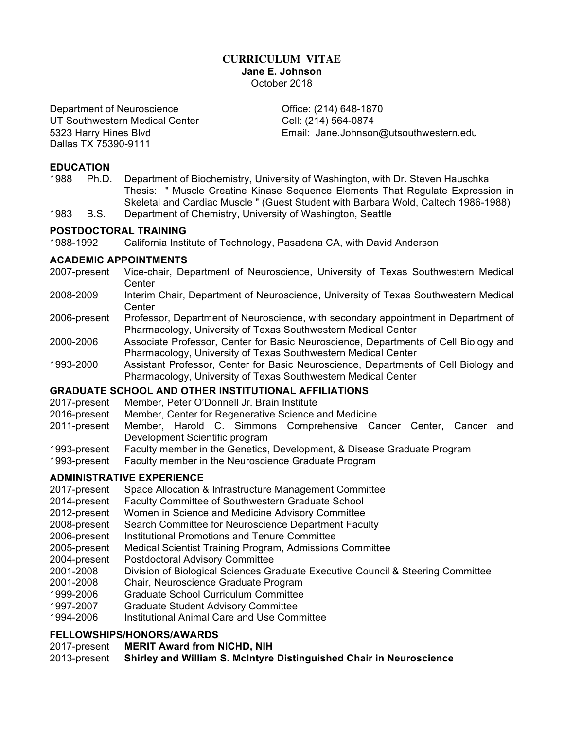# CURRICULUM VITAE

**Jane E. Johnson**

October 2018

Department of Neuroscience
UT Southwestern Medical Center
5323 Harry Hines Blvd
Dallas TX 75390-9111

Office: (214) 648-1870
Cell: (214) 564-0874
Email: Jane.Johnson@utsouthwestern.edu

## EDUCATION

1988 Ph.D. Department of Biochemistry, University of Washington, with Dr. Steven Hauschka
Thesis: " Muscle Creatine Kinase Sequence Elements That Regulate Expression in Skeletal and Cardiac Muscle " (Guest Student with Barbara Wold, Caltech 1986-1988)

1983 B.S. Department of Chemistry, University of Washington, Seattle

## POSTDOCTORAL TRAINING

1988-1992 California Institute of Technology, Pasadena CA, with David Anderson

## ACADEMIC APPOINTMENTS

2007-present Vice-chair, Department of Neuroscience, University of Texas Southwestern Medical Center

2008-2009 Interim Chair, Department of Neuroscience, University of Texas Southwestern Medical Center

2006-present Professor, Department of Neuroscience, with secondary appointment in Department of Pharmacology, University of Texas Southwestern Medical Center

2000-2006 Associate Professor, Center for Basic Neuroscience, Departments of Cell Biology and Pharmacology, University of Texas Southwestern Medical Center

1993-2000 Assistant Professor, Center for Basic Neuroscience, Departments of Cell Biology and Pharmacology, University of Texas Southwestern Medical Center

## GRADUATE SCHOOL AND OTHER INSTITUTIONAL AFFILIATIONS

2017-present Member, Peter O'Donnell Jr. Brain Institute
2016-present Member, Center for Regenerative Science and Medicine
2011-present Member, Harold C. Simmons Comprehensive Cancer Center, Cancer and Development Scientific program
1993-present Faculty member in the Genetics, Development, & Disease Graduate Program
1993-present Faculty member in the Neuroscience Graduate Program

## ADMINISTRATIVE EXPERIENCE

2017-present Space Allocation & Infrastructure Management Committee
2014-present Faculty Committee of Southwestern Graduate School
2012-present Women in Science and Medicine Advisory Committee
2008-present Search Committee for Neuroscience Department Faculty
2006-present Institutional Promotions and Tenure Committee
2005-present Medical Scientist Training Program, Admissions Committee
2004-present Postdoctoral Advisory Committee
2001-2008 Division of Biological Sciences Graduate Executive Council & Steering Committee
2001-2008 Chair, Neuroscience Graduate Program
1999-2006 Graduate School Curriculum Committee
1997-2007 Graduate Student Advisory Committee
1994-2006 Institutional Animal Care and Use Committee

## FELLOWSHIPS/HONORS/AWARDS

2017-present **MERIT Award from NICHD, NIH**
2013-present **Shirley and William S. McIntyre Distinguished Chair in Neuroscience**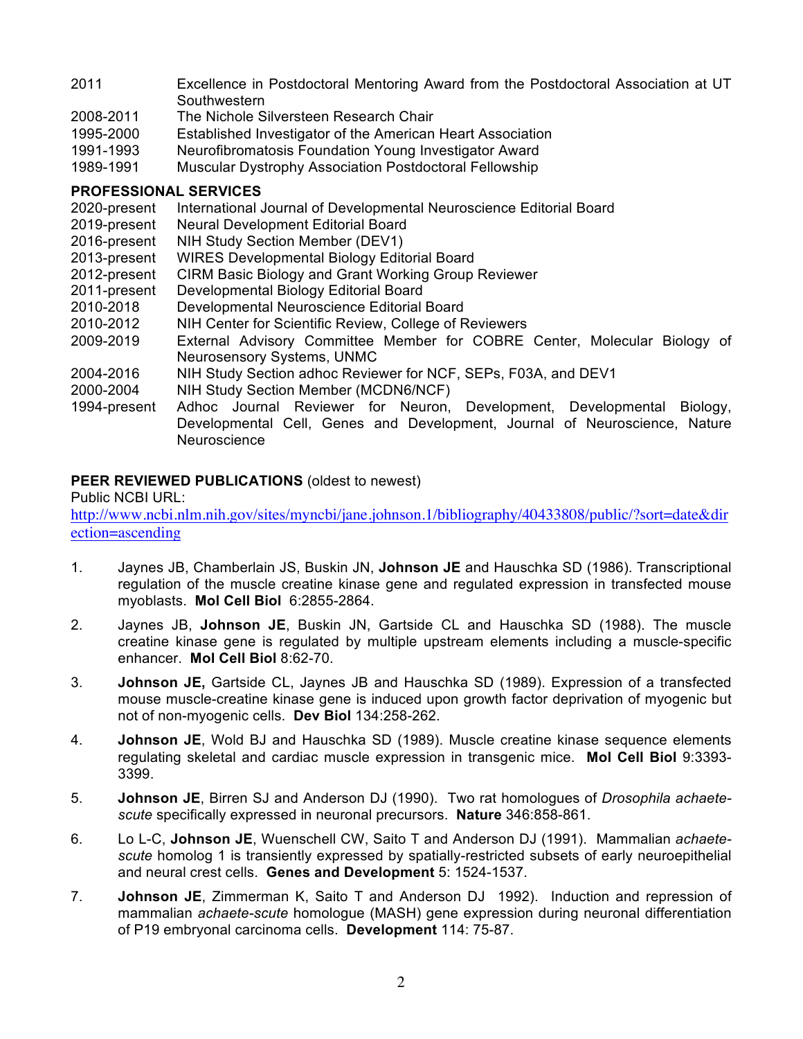2011 Excellence in Postdoctoral Mentoring Award from the Postdoctoral Association at UT Southwestern
2008-2011 The Nichole Silversteen Research Chair
1995-2000 Established Investigator of the American Heart Association
1991-1993 Neurofibromatosis Foundation Young Investigator Award
1989-1991 Muscular Dystrophy Association Postdoctoral Fellowship

**PROFESSIONAL SERVICES**

2020-present International Journal of Developmental Neuroscience Editorial Board
2019-present Neural Development Editorial Board
2016-present NIH Study Section Member (DEV1)
2013-present WIRES Developmental Biology Editorial Board
2012-present CIRM Basic Biology and Grant Working Group Reviewer
2011-present Developmental Biology Editorial Board
2010-2018 Developmental Neuroscience Editorial Board
2010-2012 NIH Center for Scientific Review, College of Reviewers
2009-2019 External Advisory Committee Member for COBRE Center, Molecular Biology of Neurosensory Systems, UNMC
2004-2016 NIH Study Section adhoc Reviewer for NCF, SEPs, F03A, and DEV1
2000-2004 NIH Study Section Member (MCDN6/NCF)
1994-present Adhoc Journal Reviewer for Neuron, Development, Developmental Biology, Developmental Cell, Genes and Development, Journal of Neuroscience, Nature Neuroscience

**PEER REVIEWED PUBLICATIONS** (oldest to newest)

Public NCBI URL:
http://www.ncbi.nlm.nih.gov/sites/myncbi/jane.johnson.1/bibliography/40433808/public/?sort=date&direction=ascending

1. Jaynes JB, Chamberlain JS, Buskin JN, **Johnson JE** and Hauschka SD (1986). Transcriptional regulation of the muscle creatine kinase gene and regulated expression in transfected mouse myoblasts. **Mol Cell Biol** 6:2855-2864.

2. Jaynes JB, **Johnson JE**, Buskin JN, Gartside CL and Hauschka SD (1988). The muscle creatine kinase gene is regulated by multiple upstream elements including a muscle-specific enhancer. **Mol Cell Biol** 8:62-70.

3. **Johnson JE,** Gartside CL, Jaynes JB and Hauschka SD (1989). Expression of a transfected mouse muscle-creatine kinase gene is induced upon growth factor deprivation of myogenic but not of non-myogenic cells. **Dev Biol** 134:258-262.

4. **Johnson JE**, Wold BJ and Hauschka SD (1989). Muscle creatine kinase sequence elements regulating skeletal and cardiac muscle expression in transgenic mice. **Mol Cell Biol** 9:3393-3399.

5. **Johnson JE**, Birren SJ and Anderson DJ (1990). Two rat homologues of *Drosophila achaete-scute* specifically expressed in neuronal precursors. **Nature** 346:858-861.

6. Lo L-C, **Johnson JE**, Wuenschell CW, Saito T and Anderson DJ (1991). Mammalian *achaete-scute* homolog 1 is transiently expressed by spatially-restricted subsets of early neuroepithelial and neural crest cells. **Genes and Development** 5: 1524-1537.

7. **Johnson JE**, Zimmerman K, Saito T and Anderson DJ 1992). Induction and repression of mammalian *achaete-scute* homologue (MASH) gene expression during neuronal differentiation of P19 embryonal carcinoma cells. **Development** 114: 75-87.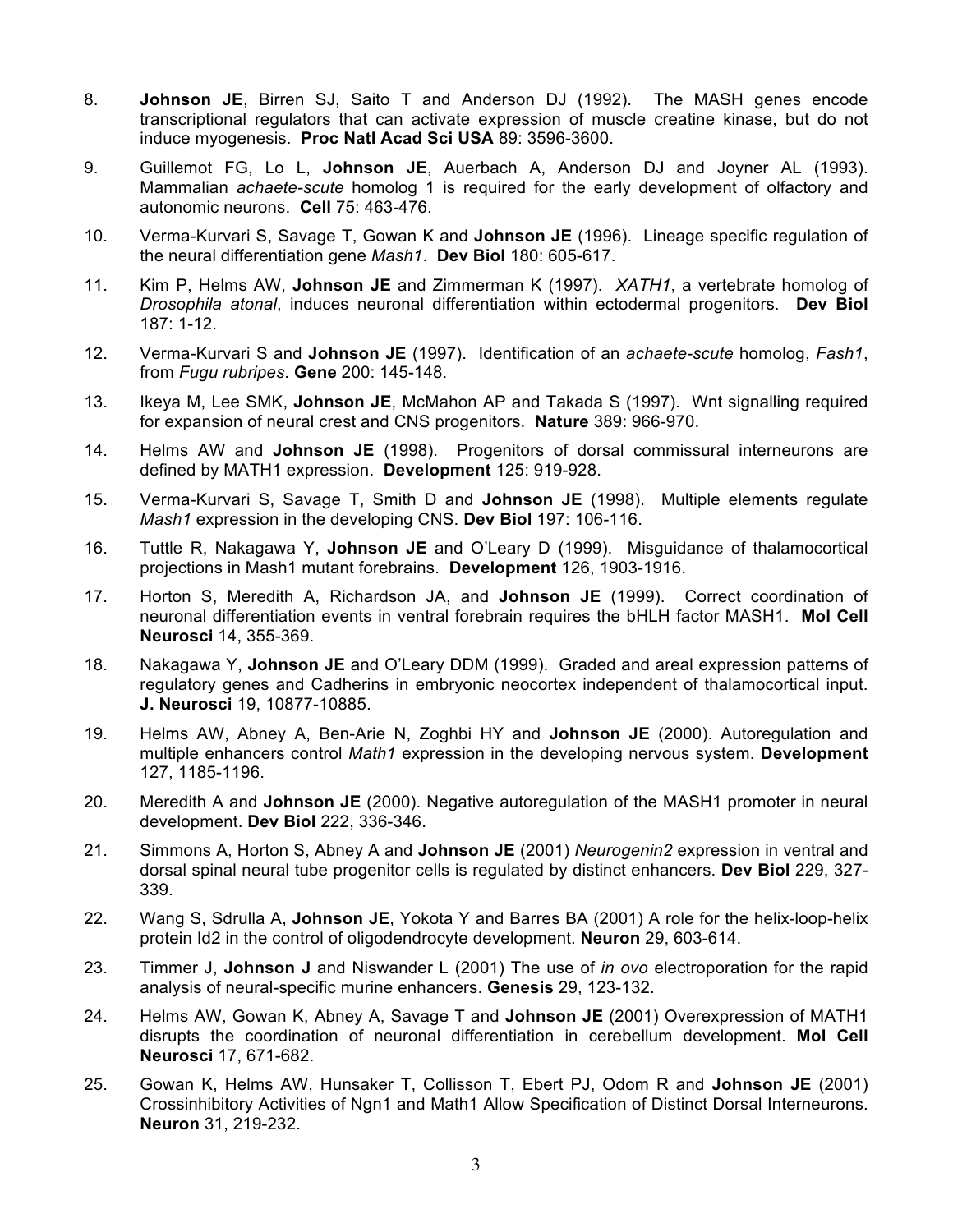8. **Johnson JE**, Birren SJ, Saito T and Anderson DJ (1992). The MASH genes encode transcriptional regulators that can activate expression of muscle creatine kinase, but do not induce myogenesis. **Proc Natl Acad Sci USA** 89: 3596-3600.

9. Guillemot FG, Lo L, **Johnson JE**, Auerbach A, Anderson DJ and Joyner AL (1993). Mammalian *achaete-scute* homolog 1 is required for the early development of olfactory and autonomic neurons. **Cell** 75: 463-476.

10. Verma-Kurvari S, Savage T, Gowan K and **Johnson JE** (1996). Lineage specific regulation of the neural differentiation gene *Mash1*. **Dev Biol** 180: 605-617.

11. Kim P, Helms AW, **Johnson JE** and Zimmerman K (1997). *XATH1*, a vertebrate homolog of *Drosophila atonal*, induces neuronal differentiation within ectodermal progenitors. **Dev Biol** 187: 1-12.

12. Verma-Kurvari S and **Johnson JE** (1997). Identification of an *achaete-scute* homolog, *Fash1*, from *Fugu rubripes*. **Gene** 200: 145-148.

13. Ikeya M, Lee SMK, **Johnson JE**, McMahon AP and Takada S (1997). Wnt signalling required for expansion of neural crest and CNS progenitors. **Nature** 389: 966-970.

14. Helms AW and **Johnson JE** (1998). Progenitors of dorsal commissural interneurons are defined by MATH1 expression. **Development** 125: 919-928.

15. Verma-Kurvari S, Savage T, Smith D and **Johnson JE** (1998). Multiple elements regulate *Mash1* expression in the developing CNS. **Dev Biol** 197: 106-116.

16. Tuttle R, Nakagawa Y, **Johnson JE** and O'Leary D (1999). Misguidance of thalamocortical projections in Mash1 mutant forebrains. **Development** 126, 1903-1916.

17. Horton S, Meredith A, Richardson JA, and **Johnson JE** (1999). Correct coordination of neuronal differentiation events in ventral forebrain requires the bHLH factor MASH1. **Mol Cell Neurosci** 14, 355-369.

18. Nakagawa Y, **Johnson JE** and O'Leary DDM (1999). Graded and areal expression patterns of regulatory genes and Cadherins in embryonic neocortex independent of thalamocortical input. **J. Neurosci** 19, 10877-10885.

19. Helms AW, Abney A, Ben-Arie N, Zoghbi HY and **Johnson JE** (2000). Autoregulation and multiple enhancers control *Math1* expression in the developing nervous system. **Development** 127, 1185-1196.

20. Meredith A and **Johnson JE** (2000). Negative autoregulation of the MASH1 promoter in neural development. **Dev Biol** 222, 336-346.

21. Simmons A, Horton S, Abney A and **Johnson JE** (2001) *Neurogenin2* expression in ventral and dorsal spinal neural tube progenitor cells is regulated by distinct enhancers. **Dev Biol** 229, 327-339.

22. Wang S, Sdrulla A, **Johnson JE**, Yokota Y and Barres BA (2001) A role for the helix-loop-helix protein Id2 in the control of oligodendrocyte development. **Neuron** 29, 603-614.

23. Timmer J, **Johnson J** and Niswander L (2001) The use of *in ovo* electroporation for the rapid analysis of neural-specific murine enhancers. **Genesis** 29, 123-132.

24. Helms AW, Gowan K, Abney A, Savage T and **Johnson JE** (2001) Overexpression of MATH1 disrupts the coordination of neuronal differentiation in cerebellum development. **Mol Cell Neurosci** 17, 671-682.

25. Gowan K, Helms AW, Hunsaker T, Collisson T, Ebert PJ, Odom R and **Johnson JE** (2001) Crossinhibitory Activities of Ngn1 and Math1 Allow Specification of Distinct Dorsal Interneurons. **Neuron** 31, 219-232.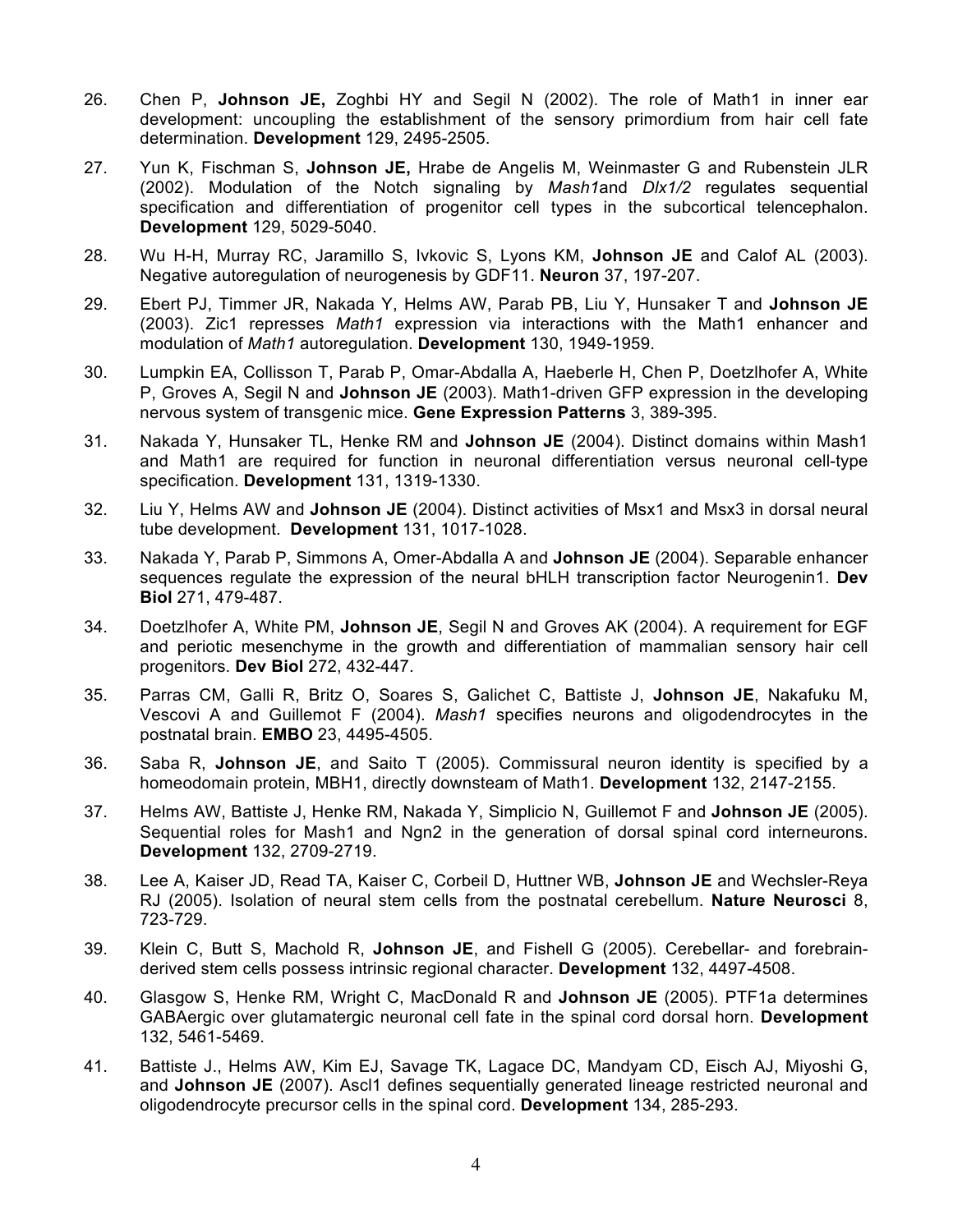26. Chen P, **Johnson JE,** Zoghbi HY and Segil N (2002). The role of Math1 in inner ear development: uncoupling the establishment of the sensory primordium from hair cell fate determination. **Development** 129, 2495-2505.

27. Yun K, Fischman S, **Johnson JE,** Hrabe de Angelis M, Weinmaster G and Rubenstein JLR (2002). Modulation of the Notch signaling by *Mash1*and *Dlx1/2* regulates sequential specification and differentiation of progenitor cell types in the subcortical telencephalon. **Development** 129, 5029-5040.

28. Wu H-H, Murray RC, Jaramillo S, Ivkovic S, Lyons KM, **Johnson JE** and Calof AL (2003). Negative autoregulation of neurogenesis by GDF11. **Neuron** 37, 197-207.

29. Ebert PJ, Timmer JR, Nakada Y, Helms AW, Parab PB, Liu Y, Hunsaker T and **Johnson JE** (2003). Zic1 represses *Math1* expression via interactions with the Math1 enhancer and modulation of *Math1* autoregulation. **Development** 130, 1949-1959.

30. Lumpkin EA, Collisson T, Parab P, Omar-Abdalla A, Haeberle H, Chen P, Doetzlhofer A, White P, Groves A, Segil N and **Johnson JE** (2003). Math1-driven GFP expression in the developing nervous system of transgenic mice. **Gene Expression Patterns** 3, 389-395.

31. Nakada Y, Hunsaker TL, Henke RM and **Johnson JE** (2004). Distinct domains within Mash1 and Math1 are required for function in neuronal differentiation versus neuronal cell-type specification. **Development** 131, 1319-1330.

32. Liu Y, Helms AW and **Johnson JE** (2004). Distinct activities of Msx1 and Msx3 in dorsal neural tube development. **Development** 131, 1017-1028.

33. Nakada Y, Parab P, Simmons A, Omer-Abdalla A and **Johnson JE** (2004). Separable enhancer sequences regulate the expression of the neural bHLH transcription factor Neurogenin1. **Dev Biol** 271, 479-487.

34. Doetzlhofer A, White PM, **Johnson JE**, Segil N and Groves AK (2004). A requirement for EGF and periotic mesenchyme in the growth and differentiation of mammalian sensory hair cell progenitors. **Dev Biol** 272, 432-447.

35. Parras CM, Galli R, Britz O, Soares S, Galichet C, Battiste J, **Johnson JE**, Nakafuku M, Vescovi A and Guillemot F (2004). *Mash1* specifies neurons and oligodendrocytes in the postnatal brain. **EMBO** 23, 4495-4505.

36. Saba R, **Johnson JE**, and Saito T (2005). Commissural neuron identity is specified by a homeodomain protein, MBH1, directly downsteam of Math1. **Development** 132, 2147-2155.

37. Helms AW, Battiste J, Henke RM, Nakada Y, Simplicio N, Guillemot F and **Johnson JE** (2005). Sequential roles for Mash1 and Ngn2 in the generation of dorsal spinal cord interneurons. **Development** 132, 2709-2719.

38. Lee A, Kaiser JD, Read TA, Kaiser C, Corbeil D, Huttner WB, **Johnson JE** and Wechsler-Reya RJ (2005). Isolation of neural stem cells from the postnatal cerebellum. **Nature Neurosci** 8, 723-729.

39. Klein C, Butt S, Machold R, **Johnson JE**, and Fishell G (2005). Cerebellar- and forebrain-derived stem cells possess intrinsic regional character. **Development** 132, 4497-4508.

40. Glasgow S, Henke RM, Wright C, MacDonald R and **Johnson JE** (2005). PTF1a determines GABAergic over glutamatergic neuronal cell fate in the spinal cord dorsal horn. **Development** 132, 5461-5469.

41. Battiste J., Helms AW, Kim EJ, Savage TK, Lagace DC, Mandyam CD, Eisch AJ, Miyoshi G, and **Johnson JE** (2007). Ascl1 defines sequentially generated lineage restricted neuronal and oligodendrocyte precursor cells in the spinal cord. **Development** 134, 285-293.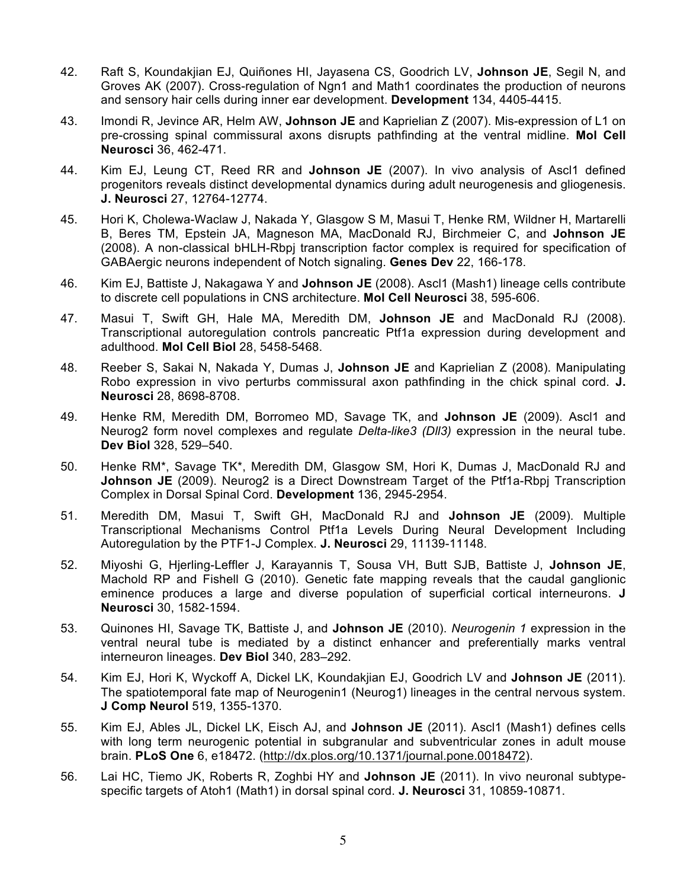42. Raft S, Koundakjian EJ, Quiñones HI, Jayasena CS, Goodrich LV, **Johnson JE**, Segil N, and Groves AK (2007). Cross-regulation of Ngn1 and Math1 coordinates the production of neurons and sensory hair cells during inner ear development. **Development** 134, 4405-4415.

43. Imondi R, Jevince AR, Helm AW, **Johnson JE** and Kaprielian Z (2007). Mis-expression of L1 on pre-crossing spinal commissural axons disrupts pathfinding at the ventral midline. **Mol Cell Neurosci** 36, 462-471.

44. Kim EJ, Leung CT, Reed RR and **Johnson JE** (2007). In vivo analysis of Ascl1 defined progenitors reveals distinct developmental dynamics during adult neurogenesis and gliogenesis. **J. Neurosci** 27, 12764-12774.

45. Hori K, Cholewa-Waclaw J, Nakada Y, Glasgow S M, Masui T, Henke RM, Wildner H, Martarelli B, Beres TM, Epstein JA, Magneson MA, MacDonald RJ, Birchmeier C, and **Johnson JE** (2008). A non-classical bHLH-Rbpj transcription factor complex is required for specification of GABAergic neurons independent of Notch signaling. **Genes Dev** 22, 166-178.

46. Kim EJ, Battiste J, Nakagawa Y and **Johnson JE** (2008). Ascl1 (Mash1) lineage cells contribute to discrete cell populations in CNS architecture. **Mol Cell Neurosci** 38, 595-606.

47. Masui T, Swift GH, Hale MA, Meredith DM, **Johnson JE** and MacDonald RJ (2008). Transcriptional autoregulation controls pancreatic Ptf1a expression during development and adulthood. **Mol Cell Biol** 28, 5458-5468.

48. Reeber S, Sakai N, Nakada Y, Dumas J, **Johnson JE** and Kaprielian Z (2008). Manipulating Robo expression in vivo perturbs commissural axon pathfinding in the chick spinal cord. **J. Neurosci** 28, 8698-8708.

49. Henke RM, Meredith DM, Borromeo MD, Savage TK, and **Johnson JE** (2009). Ascl1 and Neurog2 form novel complexes and regulate *Delta-like3 (Dll3)* expression in the neural tube. **Dev Biol** 328, 529–540.

50. Henke RM\*, Savage TK\*, Meredith DM, Glasgow SM, Hori K, Dumas J, MacDonald RJ and **Johnson JE** (2009). Neurog2 is a Direct Downstream Target of the Ptf1a-Rbpj Transcription Complex in Dorsal Spinal Cord. **Development** 136, 2945-2954.

51. Meredith DM, Masui T, Swift GH, MacDonald RJ and **Johnson JE** (2009). Multiple Transcriptional Mechanisms Control Ptf1a Levels During Neural Development Including Autoregulation by the PTF1-J Complex. **J. Neurosci** 29, 11139-11148.

52. Miyoshi G, Hjerling-Leffler J, Karayannis T, Sousa VH, Butt SJB, Battiste J, **Johnson JE**, Machold RP and Fishell G (2010). Genetic fate mapping reveals that the caudal ganglionic eminence produces a large and diverse population of superficial cortical interneurons. **J Neurosci** 30, 1582-1594.

53. Quinones HI, Savage TK, Battiste J, and **Johnson JE** (2010). *Neurogenin 1* expression in the ventral neural tube is mediated by a distinct enhancer and preferentially marks ventral interneuron lineages. **Dev Biol** 340, 283–292.

54. Kim EJ, Hori K, Wyckoff A, Dickel LK, Koundakjian EJ, Goodrich LV and **Johnson JE** (2011). The spatiotemporal fate map of Neurogenin1 (Neurog1) lineages in the central nervous system. **J Comp Neurol** 519, 1355-1370.

55. Kim EJ, Ables JL, Dickel LK, Eisch AJ, and **Johnson JE** (2011). Ascl1 (Mash1) defines cells with long term neurogenic potential in subgranular and subventricular zones in adult mouse brain. **PLoS One** 6, e18472. (http://dx.plos.org/10.1371/journal.pone.0018472).

56. Lai HC, Tiemo JK, Roberts R, Zoghbi HY and **Johnson JE** (2011). In vivo neuronal subtype-specific targets of Atoh1 (Math1) in dorsal spinal cord. **J. Neurosci** 31, 10859-10871.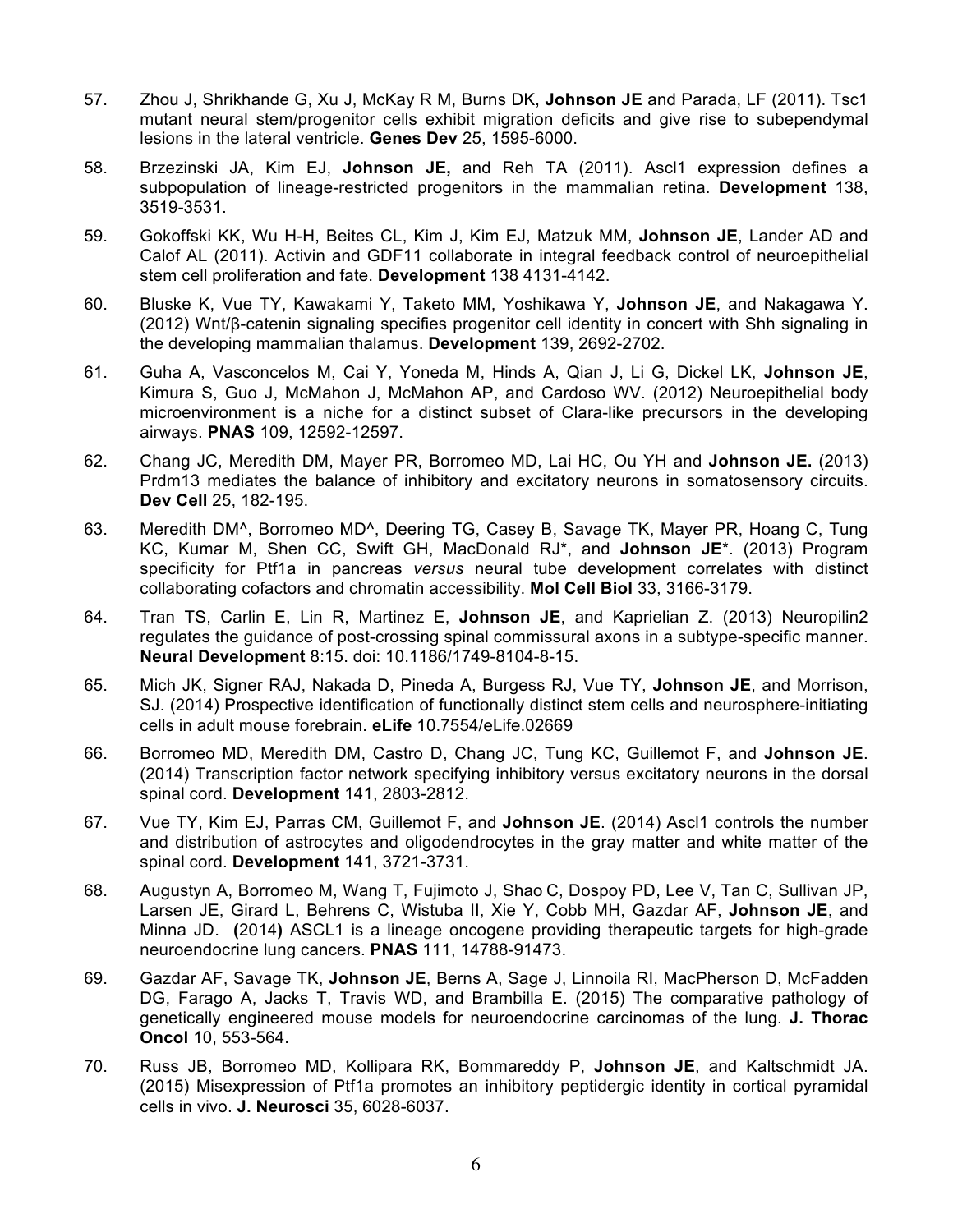57. Zhou J, Shrikhande G, Xu J, McKay R M, Burns DK, **Johnson JE** and Parada, LF (2011). Tsc1 mutant neural stem/progenitor cells exhibit migration deficits and give rise to subependymal lesions in the lateral ventricle. **Genes Dev** 25, 1595-6000.

58. Brzezinski JA, Kim EJ, **Johnson JE,** and Reh TA (2011). Ascl1 expression defines a subpopulation of lineage-restricted progenitors in the mammalian retina. **Development** 138, 3519-3531.

59. Gokoffski KK, Wu H-H, Beites CL, Kim J, Kim EJ, Matzuk MM, **Johnson JE**, Lander AD and Calof AL (2011). Activin and GDF11 collaborate in integral feedback control of neuroepithelial stem cell proliferation and fate. **Development** 138 4131-4142.

60. Bluske K, Vue TY, Kawakami Y, Taketo MM, Yoshikawa Y, **Johnson JE**, and Nakagawa Y. (2012) Wnt/β-catenin signaling specifies progenitor cell identity in concert with Shh signaling in the developing mammalian thalamus. **Development** 139, 2692-2702.

61. Guha A, Vasconcelos M, Cai Y, Yoneda M, Hinds A, Qian J, Li G, Dickel LK, **Johnson JE**, Kimura S, Guo J, McMahon J, McMahon AP, and Cardoso WV. (2012) Neuroepithelial body microenvironment is a niche for a distinct subset of Clara-like precursors in the developing airways. **PNAS** 109, 12592-12597.

62. Chang JC, Meredith DM, Mayer PR, Borromeo MD, Lai HC, Ou YH and **Johnson JE.** (2013) Prdm13 mediates the balance of inhibitory and excitatory neurons in somatosensory circuits. **Dev Cell** 25, 182-195.

63. Meredith DM^, Borromeo MD^, Deering TG, Casey B, Savage TK, Mayer PR, Hoang C, Tung KC, Kumar M, Shen CC, Swift GH, MacDonald RJ*, and **Johnson JE***. (2013) Program specificity for Ptf1a in pancreas *versus* neural tube development correlates with distinct collaborating cofactors and chromatin accessibility. **Mol Cell Biol** 33, 3166-3179.

64. Tran TS, Carlin E, Lin R, Martinez E, **Johnson JE**, and Kaprielian Z. (2013) Neuropilin2 regulates the guidance of post-crossing spinal commissural axons in a subtype-specific manner. **Neural Development** 8:15. doi: 10.1186/1749-8104-8-15.

65. Mich JK, Signer RAJ, Nakada D, Pineda A, Burgess RJ, Vue TY, **Johnson JE**, and Morrison, SJ. (2014) Prospective identification of functionally distinct stem cells and neurosphere-initiating cells in adult mouse forebrain. **eLife** 10.7554/eLife.02669

66. Borromeo MD, Meredith DM, Castro D, Chang JC, Tung KC, Guillemot F, and **Johnson JE**. (2014) Transcription factor network specifying inhibitory versus excitatory neurons in the dorsal spinal cord. **Development** 141, 2803-2812.

67. Vue TY, Kim EJ, Parras CM, Guillemot F, and **Johnson JE**. (2014) Ascl1 controls the number and distribution of astrocytes and oligodendrocytes in the gray matter and white matter of the spinal cord. **Development** 141, 3721-3731.

68. Augustyn A, Borromeo M, Wang T, Fujimoto J, Shao C, Dospoy PD, Lee V, Tan C, Sullivan JP, Larsen JE, Girard L, Behrens C, Wistuba II, Xie Y, Cobb MH, Gazdar AF, **Johnson JE**, and Minna JD. **(**2014**)** ASCL1 is a lineage oncogene providing therapeutic targets for high-grade neuroendocrine lung cancers. **PNAS** 111, 14788-91473.

69. Gazdar AF, Savage TK, **Johnson JE**, Berns A, Sage J, Linnoila RI, MacPherson D, McFadden DG, Farago A, Jacks T, Travis WD, and Brambilla E. (2015) The comparative pathology of genetically engineered mouse models for neuroendocrine carcinomas of the lung. **J. Thorac Oncol** 10, 553-564.

70. Russ JB, Borromeo MD, Kollipara RK, Bommareddy P, **Johnson JE**, and Kaltschmidt JA. (2015) Misexpression of Ptf1a promotes an inhibitory peptidergic identity in cortical pyramidal cells in vivo. **J. Neurosci** 35, 6028-6037.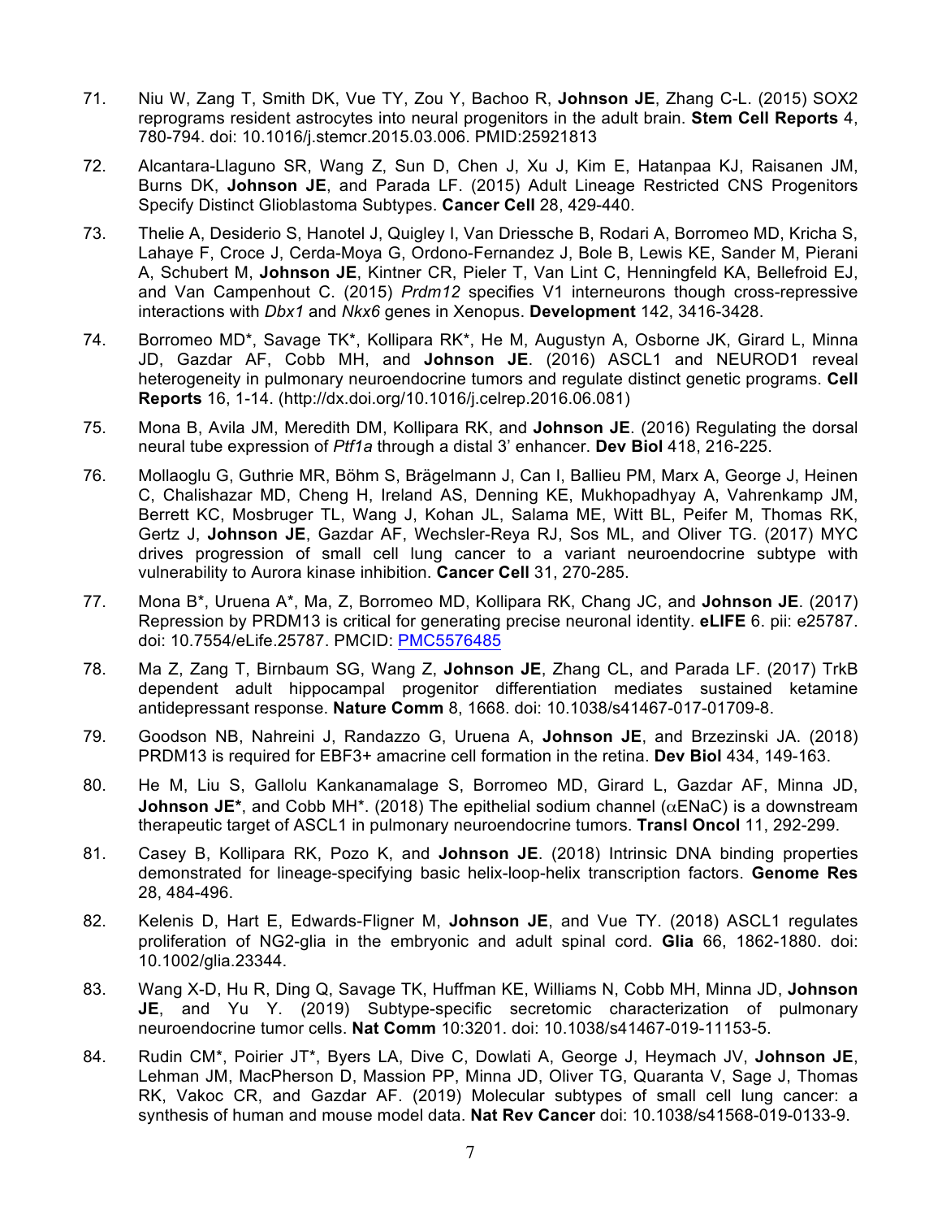71. Niu W, Zang T, Smith DK, Vue TY, Zou Y, Bachoo R, **Johnson JE**, Zhang C-L. (2015) SOX2 reprograms resident astrocytes into neural progenitors in the adult brain. **Stem Cell Reports** 4, 780-794. doi: 10.1016/j.stemcr.2015.03.006. PMID:25921813

72. Alcantara-Llaguno SR, Wang Z, Sun D, Chen J, Xu J, Kim E, Hatanpaa KJ, Raisanen JM, Burns DK, **Johnson JE**, and Parada LF. (2015) Adult Lineage Restricted CNS Progenitors Specify Distinct Glioblastoma Subtypes. **Cancer Cell** 28, 429-440.

73. Thelie A, Desiderio S, Hanotel J, Quigley I, Van Driessche B, Rodari A, Borromeo MD, Kricha S, Lahaye F, Croce J, Cerda-Moya G, Ordono-Fernandez J, Bole B, Lewis KE, Sander M, Pierani A, Schubert M, **Johnson JE**, Kintner CR, Pieler T, Van Lint C, Henningfeld KA, Bellefroid EJ, and Van Campenhout C. (2015) *Prdm12* specifies V1 interneurons though cross-repressive interactions with *Dbx1* and *Nkx6* genes in Xenopus. **Development** 142, 3416-3428.

74. Borromeo MD*, Savage TK*, Kollipara RK*, He M, Augustyn A, Osborne JK, Girard L, Minna JD, Gazdar AF, Cobb MH, and **Johnson JE**. (2016) ASCL1 and NEUROD1 reveal heterogeneity in pulmonary neuroendocrine tumors and regulate distinct genetic programs. **Cell Reports** 16, 1-14. (http://dx.doi.org/10.1016/j.celrep.2016.06.081)

75. Mona B, Avila JM, Meredith DM, Kollipara RK, and **Johnson JE**. (2016) Regulating the dorsal neural tube expression of *Ptf1a* through a distal 3' enhancer. **Dev Biol** 418, 216-225.

76. Mollaoglu G, Guthrie MR, Böhm S, Brägelmann J, Can I, Ballieu PM, Marx A, George J, Heinen C, Chalishazar MD, Cheng H, Ireland AS, Denning KE, Mukhopadhyay A, Vahrenkamp JM, Berrett KC, Mosbruger TL, Wang J, Kohan JL, Salama ME, Witt BL, Peifer M, Thomas RK, Gertz J, **Johnson JE**, Gazdar AF, Wechsler-Reya RJ, Sos ML, and Oliver TG. (2017) MYC drives progression of small cell lung cancer to a variant neuroendocrine subtype with vulnerability to Aurora kinase inhibition. **Cancer Cell** 31, 270-285.

77. Mona B*, Uruena A*, Ma, Z, Borromeo MD, Kollipara RK, Chang JC, and **Johnson JE**. (2017) Repression by PRDM13 is critical for generating precise neuronal identity. **eLIFE** 6. pii: e25787. doi: 10.7554/eLife.25787. PMCID: PMC5576485

78. Ma Z, Zang T, Birnbaum SG, Wang Z, **Johnson JE**, Zhang CL, and Parada LF. (2017) TrkB dependent adult hippocampal progenitor differentiation mediates sustained ketamine antidepressant response. **Nature Comm** 8, 1668. doi: 10.1038/s41467-017-01709-8.

79. Goodson NB, Nahreini J, Randazzo G, Uruena A, **Johnson JE**, and Brzezinski JA. (2018) PRDM13 is required for EBF3+ amacrine cell formation in the retina. **Dev Biol** 434, 149-163.

80. He M, Liu S, Gallolu Kankanamalage S, Borromeo MD, Girard L, Gazdar AF, Minna JD, **Johnson JE***, and Cobb MH*. (2018) The epithelial sodium channel ($\alpha$ENaC) is a downstream therapeutic target of ASCL1 in pulmonary neuroendocrine tumors. **Transl Oncol** 11, 292-299.

81. Casey B, Kollipara RK, Pozo K, and **Johnson JE**. (2018) Intrinsic DNA binding properties demonstrated for lineage-specifying basic helix-loop-helix transcription factors. **Genome Res** 28, 484-496.

82. Kelenis D, Hart E, Edwards-Fligner M, **Johnson JE**, and Vue TY. (2018) ASCL1 regulates proliferation of NG2-glia in the embryonic and adult spinal cord. **Glia** 66, 1862-1880. doi: 10.1002/glia.23344.

83. Wang X-D, Hu R, Ding Q, Savage TK, Huffman KE, Williams N, Cobb MH, Minna JD, **Johnson JE**, and Yu Y. (2019) Subtype-specific secretomic characterization of pulmonary neuroendocrine tumor cells. **Nat Comm** 10:3201. doi: 10.1038/s41467-019-11153-5.

84. Rudin CM*, Poirier JT*, Byers LA, Dive C, Dowlati A, George J, Heymach JV, **Johnson JE**, Lehman JM, MacPherson D, Massion PP, Minna JD, Oliver TG, Quaranta V, Sage J, Thomas RK, Vakoc CR, and Gazdar AF. (2019) Molecular subtypes of small cell lung cancer: a synthesis of human and mouse model data. **Nat Rev Cancer** doi: 10.1038/s41568-019-0133-9.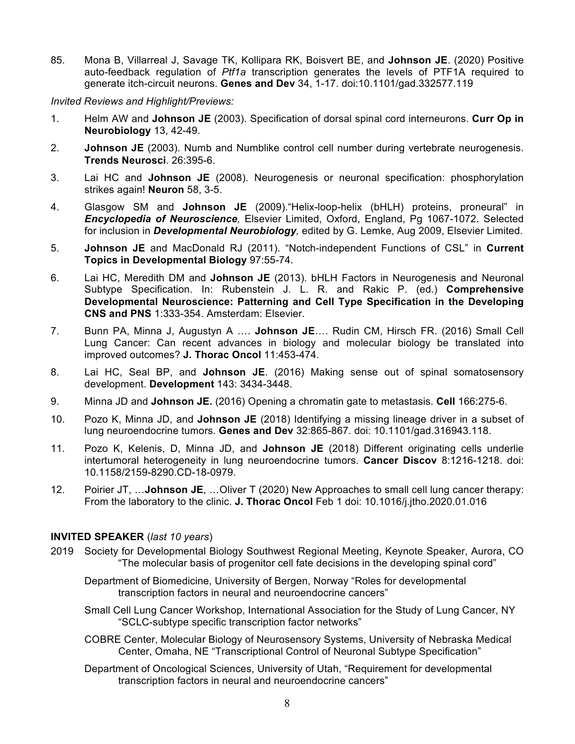85. Mona B, Villarreal J, Savage TK, Kollipara RK, Boisvert BE, and **Johnson JE**. (2020) Positive auto-feedback regulation of *Ptf1a* transcription generates the levels of PTF1A required to generate itch-circuit neurons. **Genes and Dev** 34, 1-17. doi:10.1101/gad.332577.119

*Invited Reviews and Highlight/Previews:*

1. Helm AW and **Johnson JE** (2003). Specification of dorsal spinal cord interneurons. **Curr Op in Neurobiology** 13, 42-49.

2. **Johnson JE** (2003). Numb and Numblike control cell number during vertebrate neurogenesis. **Trends Neurosci**. 26:395-6.

3. Lai HC and **Johnson JE** (2008). Neurogenesis or neuronal specification: phosphorylation strikes again! **Neuron** 58, 3-5.

4. Glasgow SM and **Johnson JE** (2009)."Helix-loop-helix (bHLH) proteins, proneural" in ***Encyclopedia of Neuroscience,*** Elsevier Limited, Oxford, England, Pg 1067-1072. Selected for inclusion in ***Developmental Neurobiology,*** edited by G. Lemke, Aug 2009, Elsevier Limited.

5. **Johnson JE** and MacDonald RJ (2011). "Notch-independent Functions of CSL" in **Current Topics in Developmental Biology** 97:55-74.

6. Lai HC, Meredith DM and **Johnson JE** (2013). bHLH Factors in Neurogenesis and Neuronal Subtype Specification. In: Rubenstein J. L. R. and Rakic P. (ed.) **Comprehensive Developmental Neuroscience: Patterning and Cell Type Specification in the Developing CNS and PNS** 1:333-354. Amsterdam: Elsevier.

7. Bunn PA, Minna J, Augustyn A …. **Johnson JE**…. Rudin CM, Hirsch FR. (2016) Small Cell Lung Cancer: Can recent advances in biology and molecular biology be translated into improved outcomes? **J. Thorac Oncol** 11:453-474.

8. Lai HC, Seal BP, and **Johnson JE**. (2016) Making sense out of spinal somatosensory development. **Development** 143: 3434-3448.

9. Minna JD and **Johnson JE.** (2016) Opening a chromatin gate to metastasis. **Cell** 166:275-6.

10. Pozo K, Minna JD, and **Johnson JE** (2018) Identifying a missing lineage driver in a subset of lung neuroendocrine tumors. **Genes and Dev** 32:865-867. doi: 10.1101/gad.316943.118.

11. Pozo K, Kelenis, D, Minna JD, and **Johnson JE** (2018) Different originating cells underlie intertumoral heterogeneity in lung neuroendocrine tumors. **Cancer Discov** 8:1216-1218. doi: 10.1158/2159-8290.CD-18-0979.

12. Poirier JT, …**Johnson JE**, …Oliver T (2020) New Approaches to small cell lung cancer therapy: From the laboratory to the clinic. **J. Thorac Oncol** Feb 1 doi: 10.1016/j.jtho.2020.01.016

**INVITED SPEAKER** (*last 10 years*)

2019 Society for Developmental Biology Southwest Regional Meeting, Keynote Speaker, Aurora, CO "The molecular basis of progenitor cell fate decisions in the developing spinal cord"

Department of Biomedicine, University of Bergen, Norway "Roles for developmental transcription factors in neural and neuroendocrine cancers"

Small Cell Lung Cancer Workshop, International Association for the Study of Lung Cancer, NY "SCLC-subtype specific transcription factor networks"

COBRE Center, Molecular Biology of Neurosensory Systems, University of Nebraska Medical Center, Omaha, NE "Transcriptional Control of Neuronal Subtype Specification"

Department of Oncological Sciences, University of Utah, "Requirement for developmental transcription factors in neural and neuroendocrine cancers"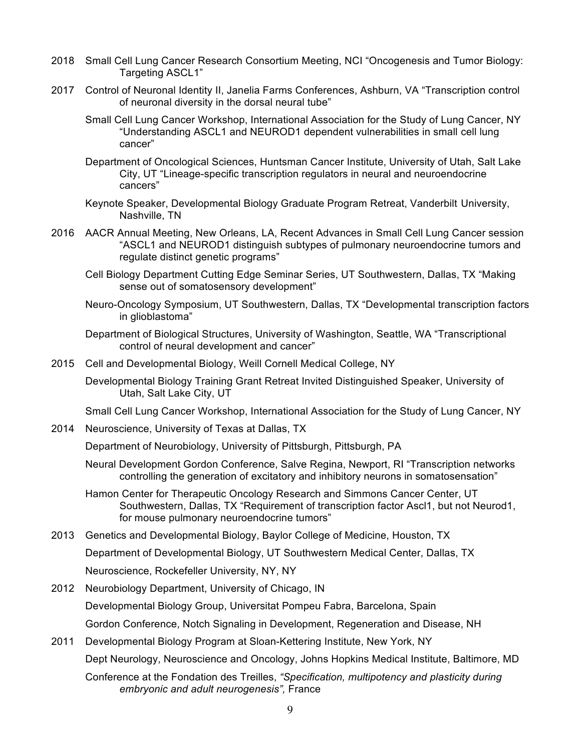2018 Small Cell Lung Cancer Research Consortium Meeting, NCI "Oncogenesis and Tumor Biology: Targeting ASCL1"

2017 Control of Neuronal Identity II, Janelia Farms Conferences, Ashburn, VA "Transcription control of neuronal diversity in the dorsal neural tube"

Small Cell Lung Cancer Workshop, International Association for the Study of Lung Cancer, NY "Understanding ASCL1 and NEUROD1 dependent vulnerabilities in small cell lung cancer"

Department of Oncological Sciences, Huntsman Cancer Institute, University of Utah, Salt Lake City, UT "Lineage-specific transcription regulators in neural and neuroendocrine cancers"

Keynote Speaker, Developmental Biology Graduate Program Retreat, Vanderbilt University, Nashville, TN

2016 AACR Annual Meeting, New Orleans, LA, Recent Advances in Small Cell Lung Cancer session "ASCL1 and NEUROD1 distinguish subtypes of pulmonary neuroendocrine tumors and regulate distinct genetic programs"

Cell Biology Department Cutting Edge Seminar Series, UT Southwestern, Dallas, TX "Making sense out of somatosensory development"

Neuro-Oncology Symposium, UT Southwestern, Dallas, TX "Developmental transcription factors in glioblastoma"

Department of Biological Structures, University of Washington, Seattle, WA "Transcriptional control of neural development and cancer"

2015 Cell and Developmental Biology, Weill Cornell Medical College, NY

Developmental Biology Training Grant Retreat Invited Distinguished Speaker, University of Utah, Salt Lake City, UT

Small Cell Lung Cancer Workshop, International Association for the Study of Lung Cancer, NY

2014 Neuroscience, University of Texas at Dallas, TX

Department of Neurobiology, University of Pittsburgh, Pittsburgh, PA

Neural Development Gordon Conference, Salve Regina, Newport, RI "Transcription networks controlling the generation of excitatory and inhibitory neurons in somatosensation"

Hamon Center for Therapeutic Oncology Research and Simmons Cancer Center, UT Southwestern, Dallas, TX "Requirement of transcription factor Ascl1, but not Neurod1, for mouse pulmonary neuroendocrine tumors"

2013 Genetics and Developmental Biology, Baylor College of Medicine, Houston, TX

Department of Developmental Biology, UT Southwestern Medical Center, Dallas, TX

Neuroscience, Rockefeller University, NY, NY

2012 Neurobiology Department, University of Chicago, IN

Developmental Biology Group, Universitat Pompeu Fabra, Barcelona, Spain

Gordon Conference, Notch Signaling in Development, Regeneration and Disease, NH

2011 Developmental Biology Program at Sloan-Kettering Institute, New York, NY

Dept Neurology, Neuroscience and Oncology, Johns Hopkins Medical Institute, Baltimore, MD

Conference at the Fondation des Treilles, *"Specification, multipotency and plasticity during embryonic and adult neurogenesis",* France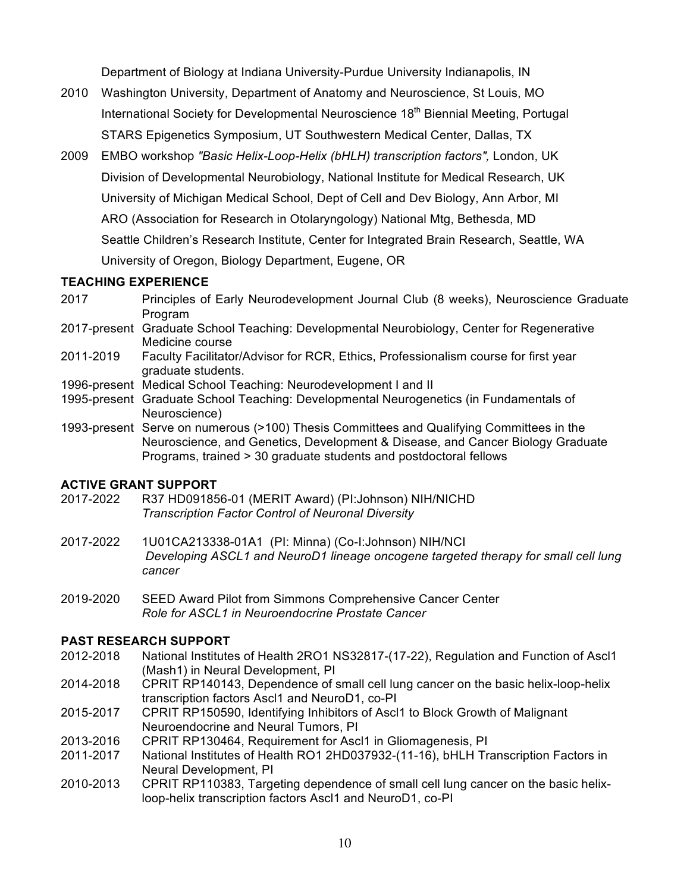Department of Biology at Indiana University-Purdue University Indianapolis, IN

2010 Washington University, Department of Anatomy and Neuroscience, St Louis, MO

International Society for Developmental Neuroscience 18th Biennial Meeting, Portugal

STARS Epigenetics Symposium, UT Southwestern Medical Center, Dallas, TX

2009 EMBO workshop *"Basic Helix-Loop-Helix (bHLH) transcription factors",* London, UK

Division of Developmental Neurobiology, National Institute for Medical Research, UK

University of Michigan Medical School, Dept of Cell and Dev Biology, Ann Arbor, MI

ARO (Association for Research in Otolaryngology) National Mtg, Bethesda, MD

Seattle Children's Research Institute, Center for Integrated Brain Research, Seattle, WA

University of Oregon, Biology Department, Eugene, OR

## TEACHING EXPERIENCE

2017 Principles of Early Neurodevelopment Journal Club (8 weeks), Neuroscience Graduate Program

2017-present Graduate School Teaching: Developmental Neurobiology, Center for Regenerative Medicine course

2011-2019 Faculty Facilitator/Advisor for RCR, Ethics, Professionalism course for first year graduate students.

1996-present Medical School Teaching: Neurodevelopment I and II

1995-present Graduate School Teaching: Developmental Neurogenetics (in Fundamentals of Neuroscience)

1993-present Serve on numerous (>100) Thesis Committees and Qualifying Committees in the Neuroscience, and Genetics, Development & Disease, and Cancer Biology Graduate Programs, trained > 30 graduate students and postdoctoral fellows

## ACTIVE GRANT SUPPORT

2017-2022 R37 HD091856-01 (MERIT Award) (PI:Johnson) NIH/NICHD
*Transcription Factor Control of Neuronal Diversity*

2017-2022 1U01CA213338-01A1 (PI: Minna) (Co-I:Johnson) NIH/NCI
*Developing ASCL1 and NeuroD1 lineage oncogene targeted therapy for small cell lung cancer*

2019-2020 SEED Award Pilot from Simmons Comprehensive Cancer Center
*Role for ASCL1 in Neuroendocrine Prostate Cancer*

## PAST RESEARCH SUPPORT

2012-2018 National Institutes of Health 2RO1 NS32817-(17-22), Regulation and Function of Ascl1 (Mash1) in Neural Development, PI

2014-2018 CPRIT RP140143, Dependence of small cell lung cancer on the basic helix-loop-helix transcription factors Ascl1 and NeuroD1, co-PI

2015-2017 CPRIT RP150590, Identifying Inhibitors of Ascl1 to Block Growth of Malignant Neuroendocrine and Neural Tumors, PI

2013-2016 CPRIT RP130464, Requirement for Ascl1 in Gliomagenesis, PI

2011-2017 National Institutes of Health RO1 2HD037932-(11-16), bHLH Transcription Factors in Neural Development, PI

2010-2013 CPRIT RP110383, Targeting dependence of small cell lung cancer on the basic helix-loop-helix transcription factors Ascl1 and NeuroD1, co-PI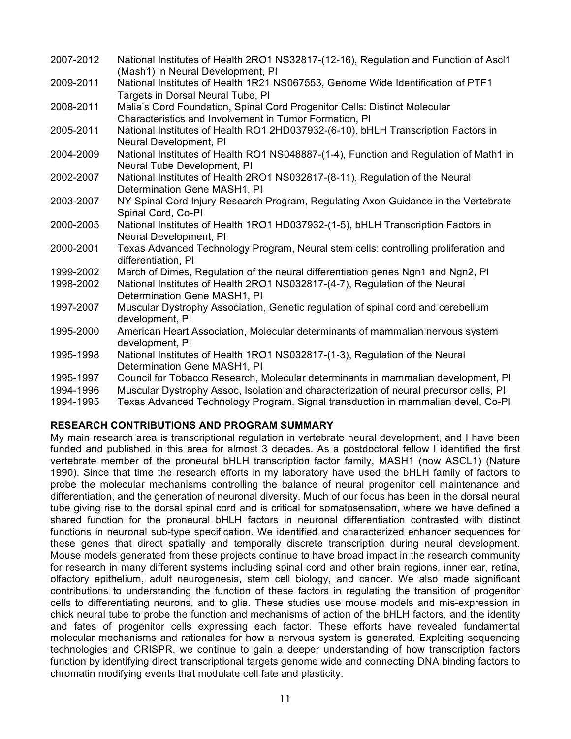2007-2012 National Institutes of Health 2RO1 NS32817-(12-16), Regulation and Function of Ascl1 (Mash1) in Neural Development, PI

2009-2011 National Institutes of Health 1R21 NS067553, Genome Wide Identification of PTF1 Targets in Dorsal Neural Tube, PI

2008-2011 Malia's Cord Foundation, Spinal Cord Progenitor Cells: Distinct Molecular Characteristics and Involvement in Tumor Formation, PI

2005-2011 National Institutes of Health RO1 2HD037932-(6-10), bHLH Transcription Factors in Neural Development, PI

2004-2009 National Institutes of Health RO1 NS048887-(1-4), Function and Regulation of Math1 in Neural Tube Development, PI

2002-2007 National Institutes of Health 2RO1 NS032817-(8-11), Regulation of the Neural Determination Gene MASH1, PI

2003-2007 NY Spinal Cord Injury Research Program, Regulating Axon Guidance in the Vertebrate Spinal Cord, Co-PI

2000-2005 National Institutes of Health 1RO1 HD037932-(1-5), bHLH Transcription Factors in Neural Development, PI

2000-2001 Texas Advanced Technology Program, Neural stem cells: controlling proliferation and differentiation, PI

1999-2002 March of Dimes, Regulation of the neural differentiation genes Ngn1 and Ngn2, PI

1998-2002 National Institutes of Health 2RO1 NS032817-(4-7), Regulation of the Neural Determination Gene MASH1, PI

1997-2007 Muscular Dystrophy Association, Genetic regulation of spinal cord and cerebellum development, PI

1995-2000 American Heart Association, Molecular determinants of mammalian nervous system development, PI

1995-1998 National Institutes of Health 1RO1 NS032817-(1-3), Regulation of the Neural Determination Gene MASH1, PI

1995-1997 Council for Tobacco Research, Molecular determinants in mammalian development, PI

1994-1996 Muscular Dystrophy Assoc, Isolation and characterization of neural precursor cells, PI

1994-1995 Texas Advanced Technology Program, Signal transduction in mammalian devel, Co-PI

## RESEARCH CONTRIBUTIONS AND PROGRAM SUMMARY

My main research area is transcriptional regulation in vertebrate neural development, and I have been funded and published in this area for almost 3 decades. As a postdoctoral fellow I identified the first vertebrate member of the proneural bHLH transcription factor family, MASH1 (now ASCL1) (Nature 1990). Since that time the research efforts in my laboratory have used the bHLH family of factors to probe the molecular mechanisms controlling the balance of neural progenitor cell maintenance and differentiation, and the generation of neuronal diversity. Much of our focus has been in the dorsal neural tube giving rise to the dorsal spinal cord and is critical for somatosensation, where we have defined a shared function for the proneural bHLH factors in neuronal differentiation contrasted with distinct functions in neuronal sub-type specification. We identified and characterized enhancer sequences for these genes that direct spatially and temporally discrete transcription during neural development. Mouse models generated from these projects continue to have broad impact in the research community for research in many different systems including spinal cord and other brain regions, inner ear, retina, olfactory epithelium, adult neurogenesis, stem cell biology, and cancer. We also made significant contributions to understanding the function of these factors in regulating the transition of progenitor cells to differentiating neurons, and to glia. These studies use mouse models and mis-expression in chick neural tube to probe the function and mechanisms of action of the bHLH factors, and the identity and fates of progenitor cells expressing each factor. These efforts have revealed fundamental molecular mechanisms and rationales for how a nervous system is generated. Exploiting sequencing technologies and CRISPR, we continue to gain a deeper understanding of how transcription factors function by identifying direct transcriptional targets genome wide and connecting DNA binding factors to chromatin modifying events that modulate cell fate and plasticity.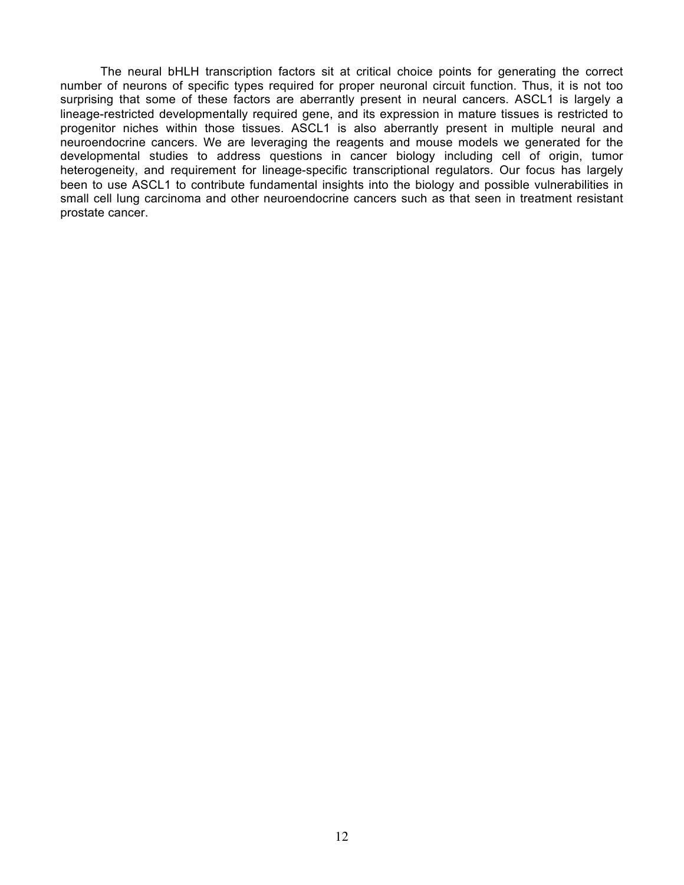The neural bHLH transcription factors sit at critical choice points for generating the correct number of neurons of specific types required for proper neuronal circuit function. Thus, it is not too surprising that some of these factors are aberrantly present in neural cancers. ASCL1 is largely a lineage-restricted developmentally required gene, and its expression in mature tissues is restricted to progenitor niches within those tissues. ASCL1 is also aberrantly present in multiple neural and neuroendocrine cancers. We are leveraging the reagents and mouse models we generated for the developmental studies to address questions in cancer biology including cell of origin, tumor heterogeneity, and requirement for lineage-specific transcriptional regulators. Our focus has largely been to use ASCL1 to contribute fundamental insights into the biology and possible vulnerabilities in small cell lung carcinoma and other neuroendocrine cancers such as that seen in treatment resistant prostate cancer.